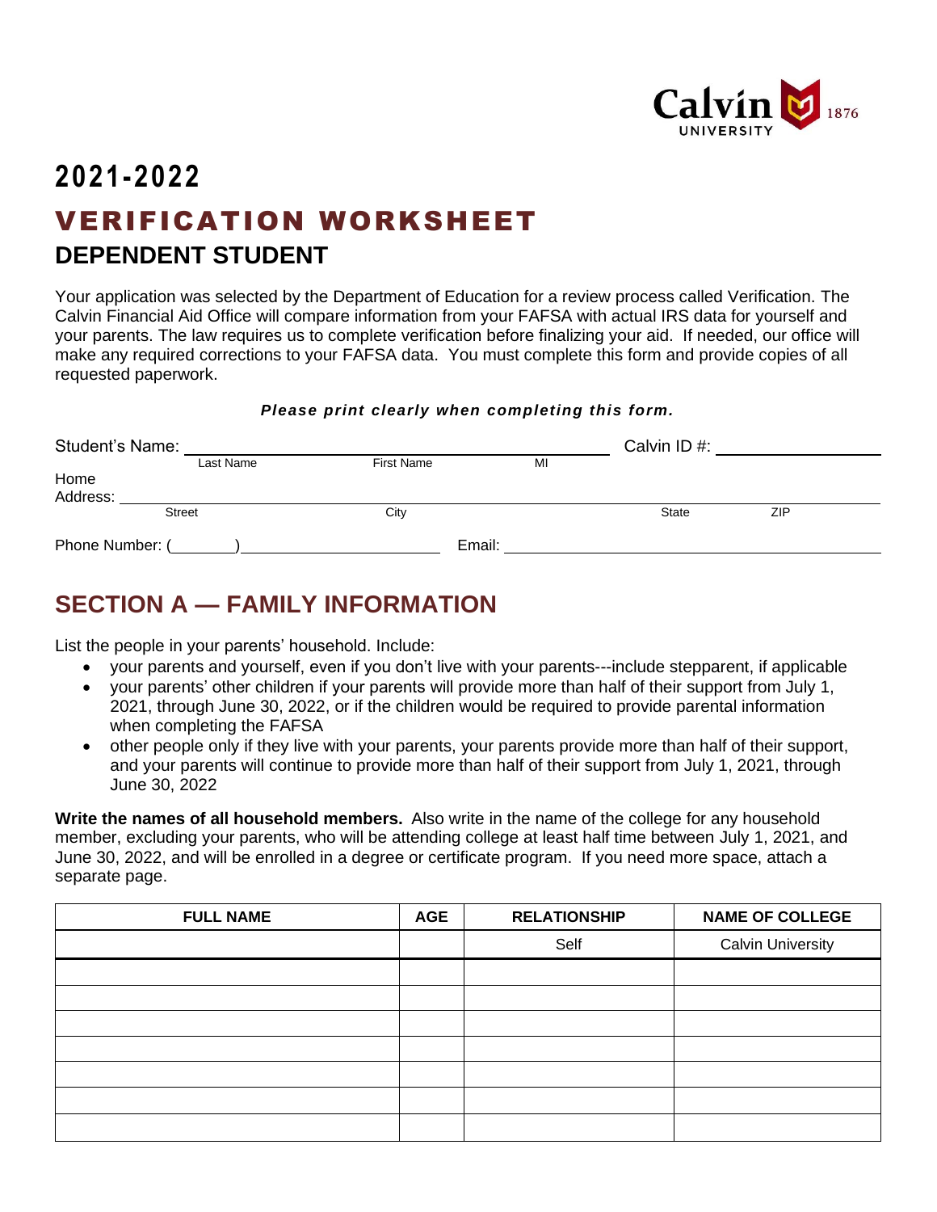Calvin University 1876

# 2021-2022

# VERIFICATION WORKSHEET

## DEPENDENT STUDENT

Your application was selected by the Department of Education for a review process called Verification. The Calvin Financial Aid Office will compare information from your FAFSA with actual IRS data for yourself and your parents. The law requires us to complete verification before finalizing your aid. If needed, our office will make any required corrections to your FAFSA data. You must complete this form and provide copies of all requested paperwork.

***Please print clearly when completing this form.***

Student's Name: ______________________________ Calvin ID #: ______________
Last Name First Name MI

Home Address: ________________________________________________
Street City State ZIP

Phone Number: (______)____________________ Email: ______________________________

## SECTION A — FAMILY INFORMATION

List the people in your parents' household. Include:

- your parents and yourself, even if you don't live with your parents---include stepparent, if applicable
- your parents' other children if your parents will provide more than half of their support from July 1, 2021, through June 30, 2022, or if the children would be required to provide parental information when completing the FAFSA
- other people only if they live with your parents, your parents provide more than half of their support, and your parents will continue to provide more than half of their support from July 1, 2021, through June 30, 2022

**Write the names of all household members.** Also write in the name of the college for any household member, excluding your parents, who will be attending college at least half time between July 1, 2021, and June 30, 2022, and will be enrolled in a degree or certificate program. If you need more space, attach a separate page.

| FULL NAME | AGE | RELATIONSHIP | NAME OF COLLEGE |
|---|---|---|---|
| | | Self | Calvin University |
| | | | |
| | | | |
| | | | |
| | | | |
| | | | |
| | | | |
| | | | |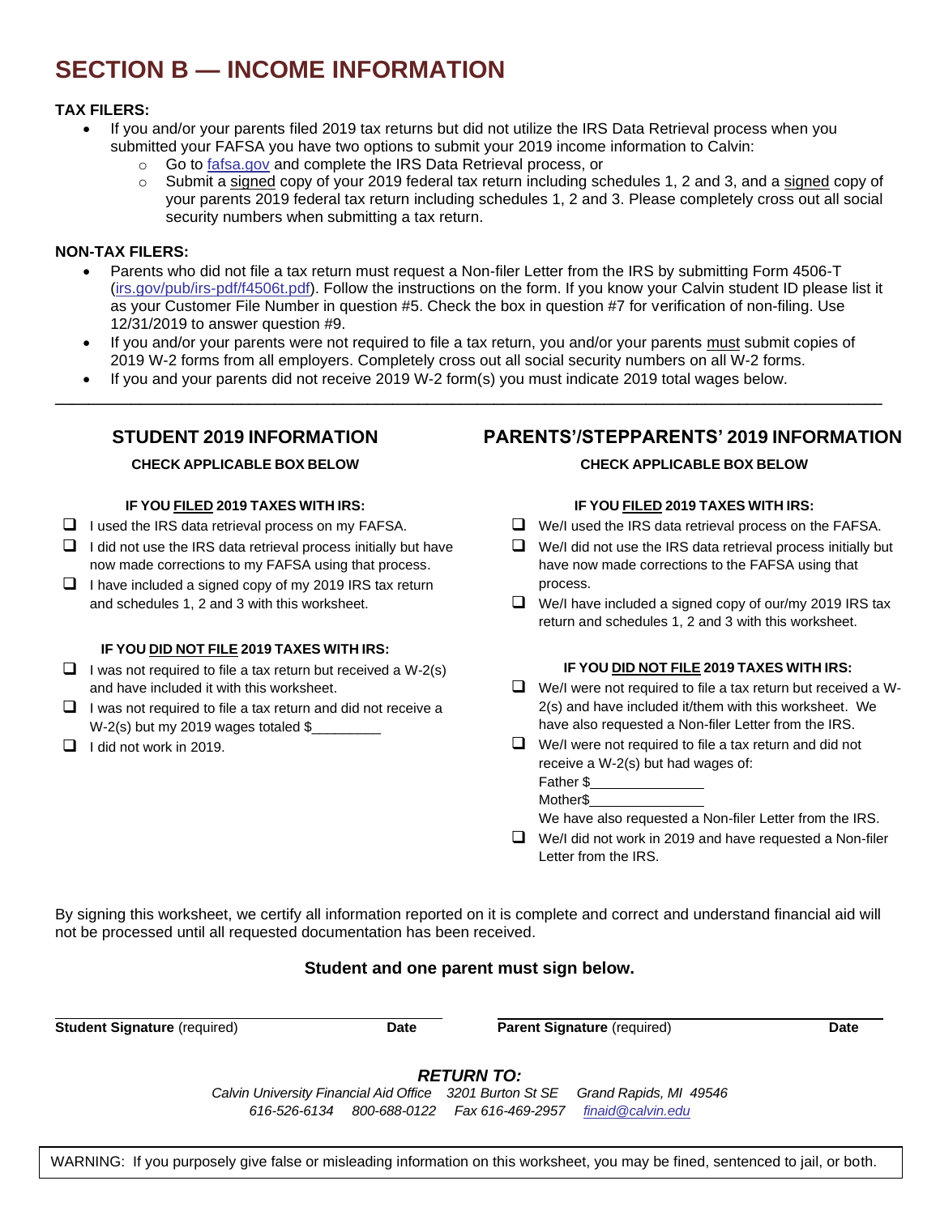# SECTION B — INCOME INFORMATION

**TAX FILERS:**

- If you and/or your parents filed 2019 tax returns but did not utilize the IRS Data Retrieval process when you submitted your FAFSA you have two options to submit your 2019 income information to Calvin:
  - Go to fafsa.gov and complete the IRS Data Retrieval process, or
  - Submit a signed copy of your 2019 federal tax return including schedules 1, 2 and 3, and a signed copy of your parents 2019 federal tax return including schedules 1, 2 and 3. Please completely cross out all social security numbers when submitting a tax return.

**NON-TAX FILERS:**

- Parents who did not file a tax return must request a Non-filer Letter from the IRS by submitting Form 4506-T (irs.gov/pub/irs-pdf/f4506t.pdf). Follow the instructions on the form. If you know your Calvin student ID please list it as your Customer File Number in question #5. Check the box in question #7 for verification of non-filing. Use 12/31/2019 to answer question #9.
- If you and/or your parents were not required to file a tax return, you and/or your parents must submit copies of 2019 W-2 forms from all employers. Completely cross out all social security numbers on all W-2 forms.
- If you and your parents did not receive 2019 W-2 form(s) you must indicate 2019 total wages below.

---

## STUDENT 2019 INFORMATION

**CHECK APPLICABLE BOX BELOW**

**IF YOU FILED 2019 TAXES WITH IRS:**

- ☐ I used the IRS data retrieval process on my FAFSA.
- ☐ I did not use the IRS data retrieval process initially but have now made corrections to my FAFSA using that process.
- ☐ I have included a signed copy of my 2019 IRS tax return and schedules 1, 2 and 3 with this worksheet.

**IF YOU DID NOT FILE 2019 TAXES WITH IRS:**

- ☐ I was not required to file a tax return but received a W-2(s) and have included it with this worksheet.
- ☐ I was not required to file a tax return and did not receive a W-2(s) but my 2019 wages totaled $_________
- ☐ I did not work in 2019.

## PARENTS'/STEPPARENTS' 2019 INFORMATION

**CHECK APPLICABLE BOX BELOW**

**IF YOU FILED 2019 TAXES WITH IRS:**

- ☐ We/I used the IRS data retrieval process on the FAFSA.
- ☐ We/I did not use the IRS data retrieval process initially but have now made corrections to the FAFSA using that process.
- ☐ We/I have included a signed copy of our/my 2019 IRS tax return and schedules 1, 2 and 3 with this worksheet.

**IF YOU DID NOT FILE 2019 TAXES WITH IRS:**

- ☐ We/I were not required to file a tax return but received a W-2(s) and have included it/them with this worksheet. We have also requested a Non-filer Letter from the IRS.
- ☐ We/I were not required to file a tax return and did not receive a W-2(s) but had wages of:
  Father $_______________
  Mother$_______________
  We have also requested a Non-filer Letter from the IRS.
- ☐ We/I did not work in 2019 and have requested a Non-filer Letter from the IRS.

By signing this worksheet, we certify all information reported on it is complete and correct and understand financial aid will not be processed until all requested documentation has been received.

**Student and one parent must sign below.**

**Student Signature** (required) ________________ **Date** ________

**Parent Signature** (required) ________________ **Date** ________

***RETURN TO:***

*Calvin University Financial Aid Office 3201 Burton St SE Grand Rapids, MI 49546*
*616-526-6134 800-688-0122 Fax 616-469-2957 finaid@calvin.edu*

WARNING: If you purposely give false or misleading information on this worksheet, you may be fined, sentenced to jail, or both.